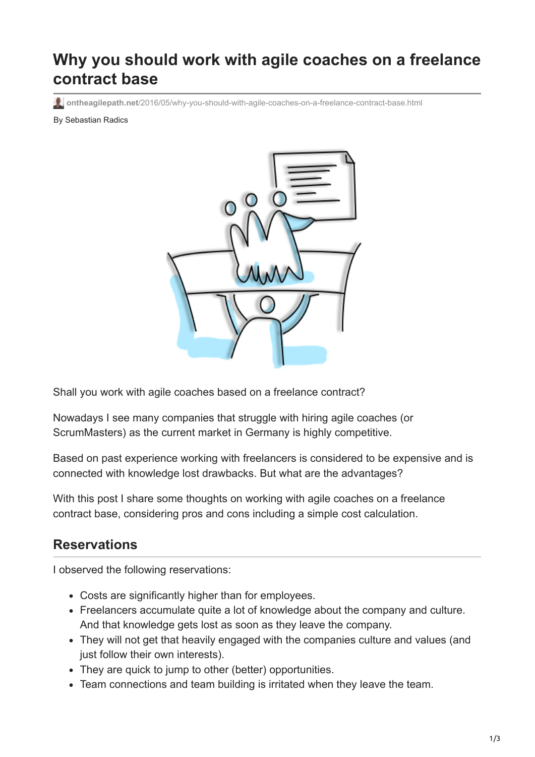# Why you should work with agile coaches on a freelance contract base

ontheagilepath.net/2016/05/why-you-should-with-agile-coaches-on-a-freelance-contract-base.html

By Sebastian Radics

Shall you work with agile coaches based on a freelance contract?

Nowadays I see many companies that struggle with hiring agile coaches (or ScrumMasters) as the current market in Germany is highly competitive.

Based on past experience working with freelancers is considered to be expensive and is connected with knowledge lost drawbacks. But what are the advantages?

With this post I share some thoughts on working with agile coaches on a freelance contract base, considering pros and cons including a simple cost calculation.

## Reservations

I observed the following reservations:

- Costs are significantly higher than for employees.
- Freelancers accumulate quite a lot of knowledge about the company and culture. And that knowledge gets lost as soon as they leave the company.
- They will not get that heavily engaged with the companies culture and values (and just follow their own interests).
- They are quick to jump to other (better) opportunities.
- Team connections and team building is irritated when they leave the team.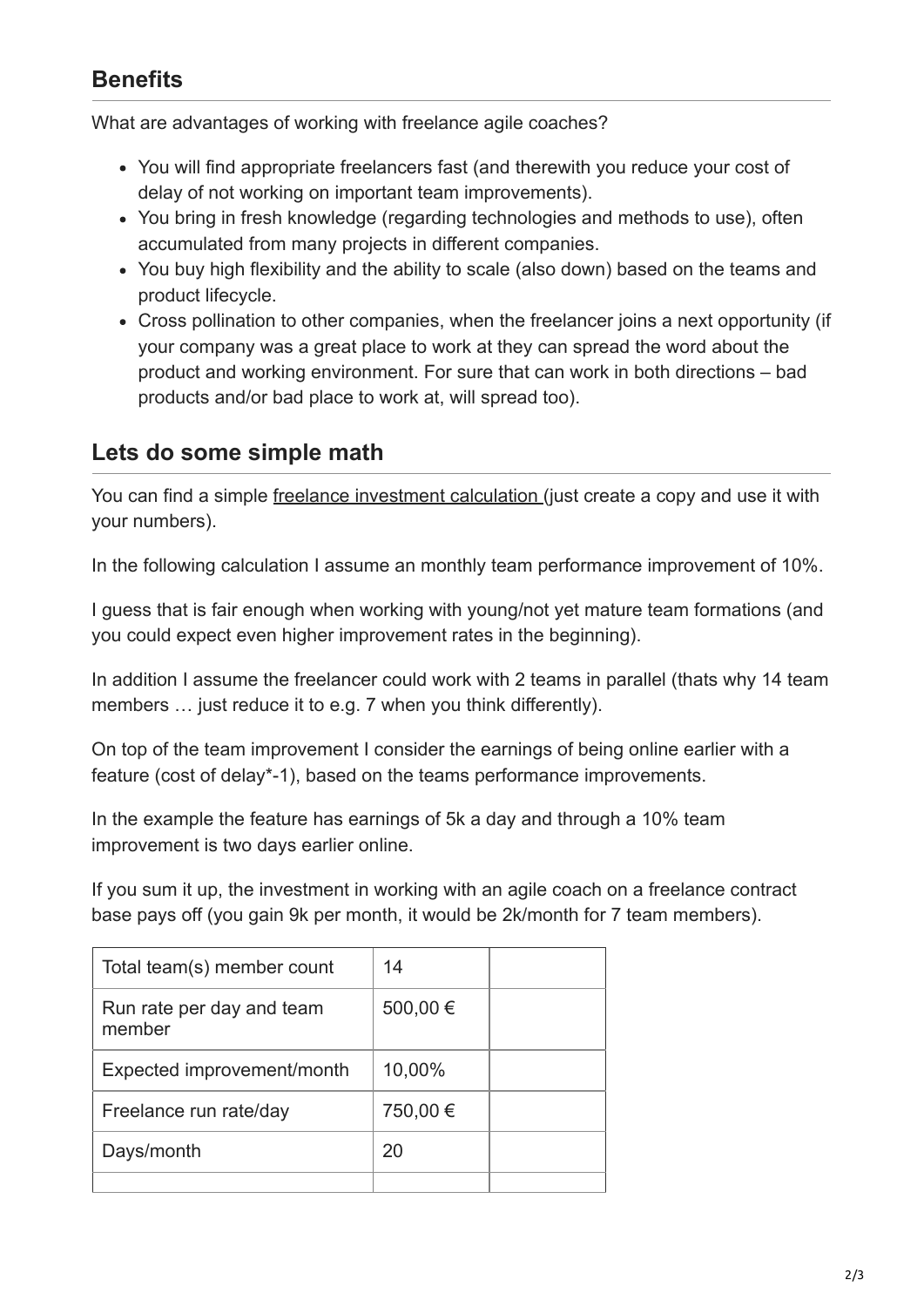## Benefits

What are advantages of working with freelance agile coaches?

- You will find appropriate freelancers fast (and therewith you reduce your cost of delay of not working on important team improvements).
- You bring in fresh knowledge (regarding technologies and methods to use), often accumulated from many projects in different companies.
- You buy high flexibility and the ability to scale (also down) based on the teams and product lifecycle.
- Cross pollination to other companies, when the freelancer joins a next opportunity (if your company was a great place to work at they can spread the word about the product and working environment. For sure that can work in both directions – bad products and/or bad place to work at, will spread too).

## Lets do some simple math

You can find a simple freelance investment calculation (just create a copy and use it with your numbers).

In the following calculation I assume an monthly team performance improvement of 10%.

I guess that is fair enough when working with young/not yet mature team formations (and you could expect even higher improvement rates in the beginning).

In addition I assume the freelancer could work with 2 teams in parallel (thats why 14 team members … just reduce it to e.g. 7 when you think differently).

On top of the team improvement I consider the earnings of being online earlier with a feature (cost of delay*-1), based on the teams performance improvements.

In the example the feature has earnings of 5k a day and through a 10% team improvement is two days earlier online.

If you sum it up, the investment in working with an agile coach on a freelance contract base pays off (you gain 9k per month, it would be 2k/month for 7 team members).

| Total team(s) member count | 14 | |
|---|---|---|
| Run rate per day and team member | 500,00 € | |
| Expected improvement/month | 10,00% | |
| Freelance run rate/day | 750,00 € | |
| Days/month | 20 | |
| | | |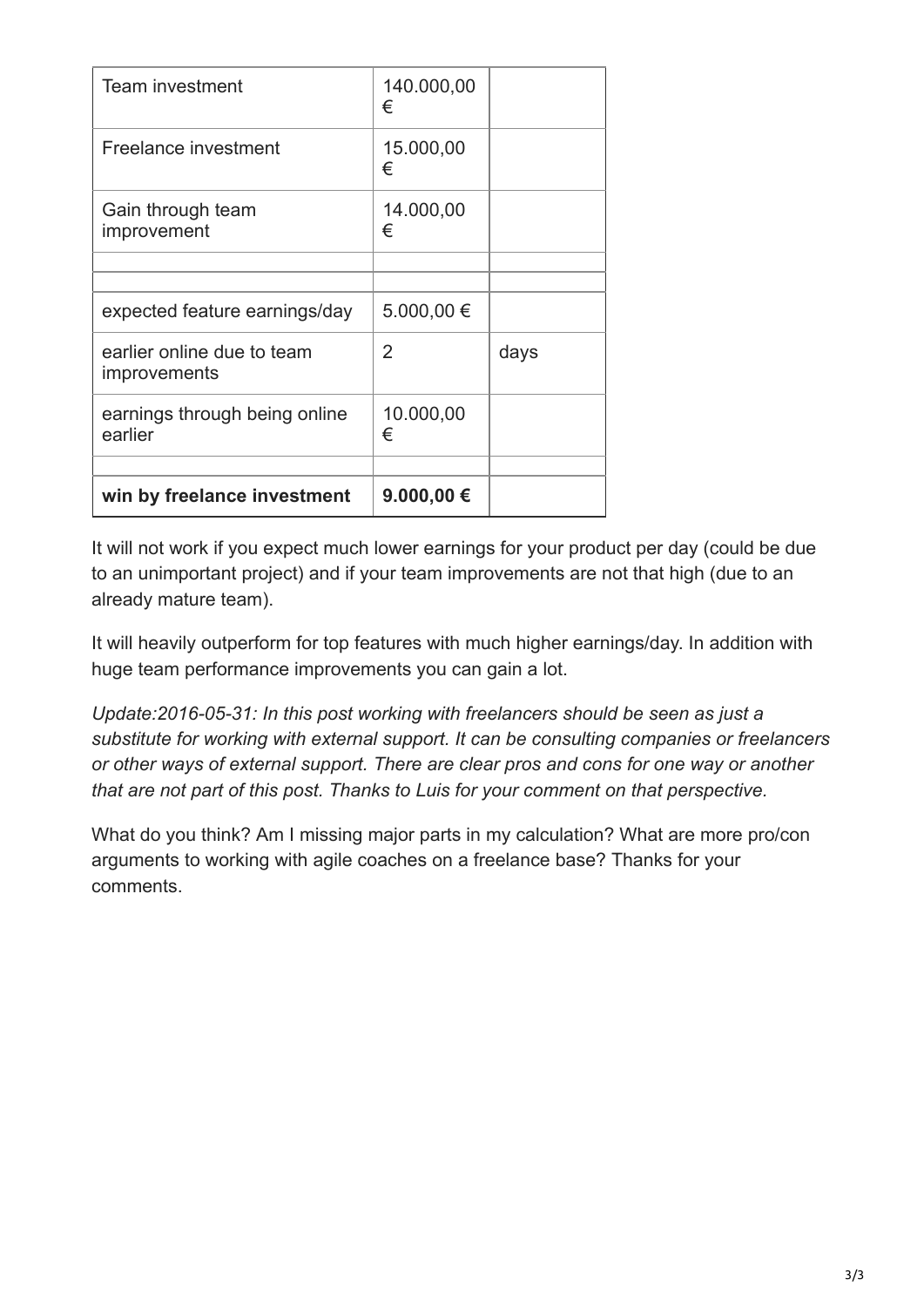| | | |
|---|---|---|
| Team investment | 140.000,00 € | |
| Freelance investment | 15.000,00 € | |
| Gain through team improvement | 14.000,00 € | |
| | | |
| | | |
| expected feature earnings/day | 5.000,00 € | |
| earlier online due to team improvements | 2 | days |
| earnings through being online earlier | 10.000,00 € | |
| | | |
| **win by freelance investment** | **9.000,00 €** | |

It will not work if you expect much lower earnings for your product per day (could be due to an unimportant project) and if your team improvements are not that high (due to an already mature team).

It will heavily outperform for top features with much higher earnings/day. In addition with huge team performance improvements you can gain a lot.

*Update:2016-05-31: In this post working with freelancers should be seen as just a substitute for working with external support. It can be consulting companies or freelancers or other ways of external support. There are clear pros and cons for one way or another that are not part of this post. Thanks to Luis for your comment on that perspective.*

What do you think? Am I missing major parts in my calculation? What are more pro/con arguments to working with agile coaches on a freelance base? Thanks for your comments.